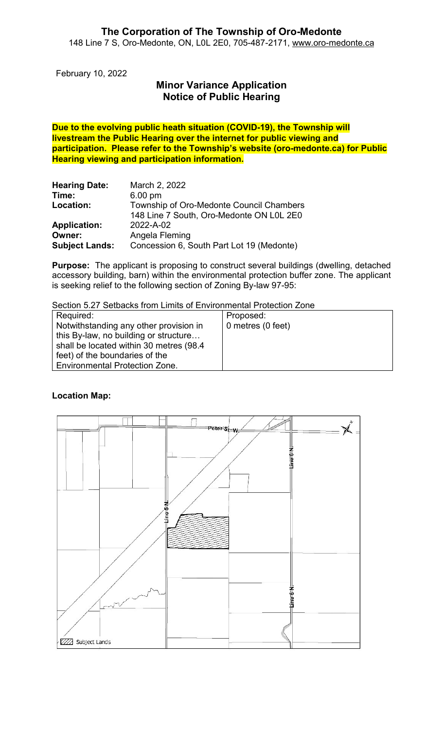# The Corporation of The Township of Oro-Medonte

148 Line 7 S, Oro-Medonte, ON, L0L 2E0, 705-487-2171, www.oro-medonte.ca

February 10, 2022

## Minor Variance Application
## Notice of Public Hearing

**Due to the evolving public heath situation (COVID-19), the Township will livestream the Public Hearing over the internet for public viewing and participation. Please refer to the Township's website (oro-medonte.ca) for Public Hearing viewing and participation information.**

| | |
|---|---|
| **Hearing Date:** | March 2, 2022 |
| **Time:** | 6.00 pm |
| **Location:** | Township of Oro-Medonte Council Chambers<br>148 Line 7 South, Oro-Medonte ON L0L 2E0 |
| **Application:** | 2022-A-02 |
| **Owner:** | Angela Fleming |
| **Subject Lands:** | Concession 6, South Part Lot 19 (Medonte) |

**Purpose:** The applicant is proposing to construct several buildings (dwelling, detached accessory building, barn) within the environmental protection buffer zone. The applicant is seeking relief to the following section of Zoning By-law 97-95:

Section 5.27 Setbacks from Limits of Environmental Protection Zone

| Required: | Proposed: |
|---|---|
| Notwithstanding any other provision in this By-law, no building or structure… shall be located within 30 metres (98.4 feet) of the boundaries of the Environmental Protection Zone. | 0 metres (0 feet) |

**Location Map:**

Peter St. W.

Line 5 N.

Line 6 N.

Subject Lands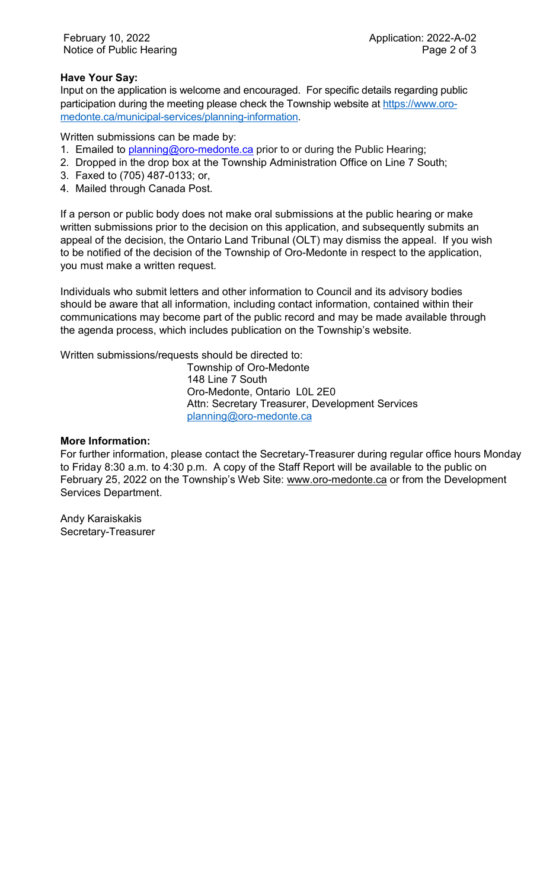**Have Your Say:**

Input on the application is welcome and encouraged. For specific details regarding public participation during the meeting please check the Township website at https://www.oro-medonte.ca/municipal-services/planning-information.

Written submissions can be made by:

1. Emailed to planning@oro-medonte.ca prior to or during the Public Hearing;
2. Dropped in the drop box at the Township Administration Office on Line 7 South;
3. Faxed to (705) 487-0133; or,
4. Mailed through Canada Post.

If a person or public body does not make oral submissions at the public hearing or make written submissions prior to the decision on this application, and subsequently submits an appeal of the decision, the Ontario Land Tribunal (OLT) may dismiss the appeal. If you wish to be notified of the decision of the Township of Oro-Medonte in respect to the application, you must make a written request.

Individuals who submit letters and other information to Council and its advisory bodies should be aware that all information, including contact information, contained within their communications may become part of the public record and may be made available through the agenda process, which includes publication on the Township's website.

Written submissions/requests should be directed to:

Township of Oro-Medonte
148 Line 7 South
Oro-Medonte, Ontario L0L 2E0
Attn: Secretary Treasurer, Development Services
planning@oro-medonte.ca

**More Information:**

For further information, please contact the Secretary-Treasurer during regular office hours Monday to Friday 8:30 a.m. to 4:30 p.m. A copy of the Staff Report will be available to the public on February 25, 2022 on the Township's Web Site: www.oro-medonte.ca or from the Development Services Department.

Andy Karaiskakis
Secretary-Treasurer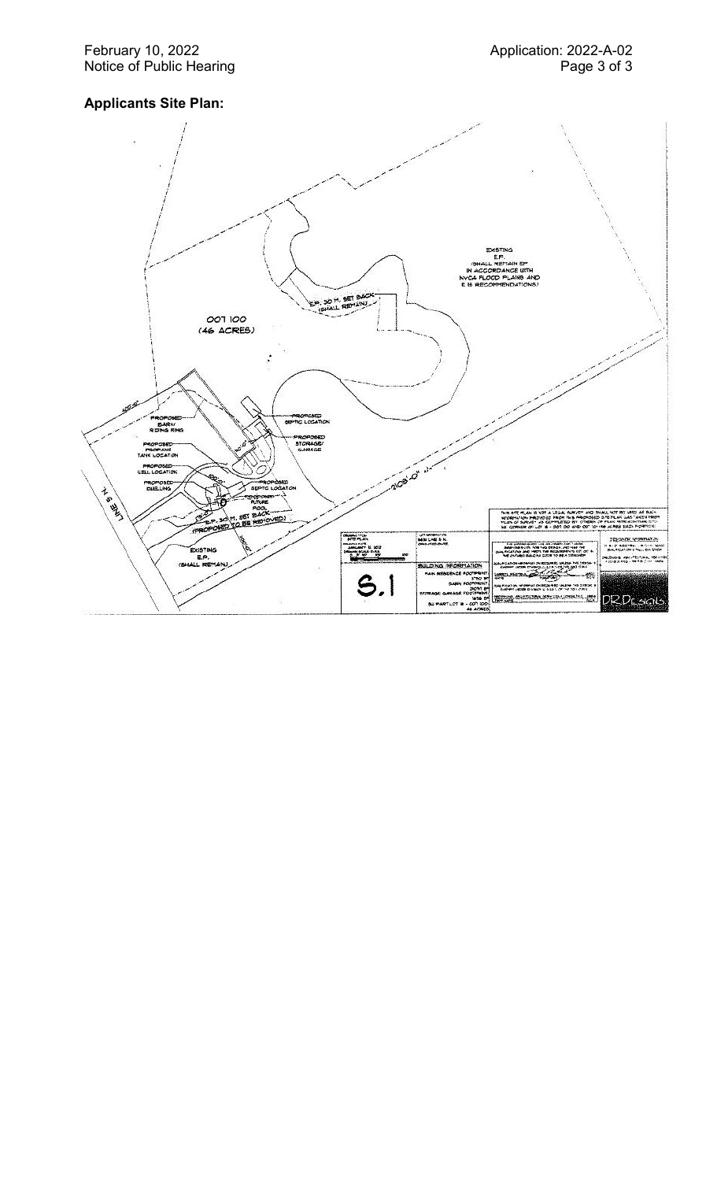## Applicants Site Plan:

EXISTING
E.P.
(SHALL REMAIN EP
IN ACCORDANCE WITH
NVCA FLOOD PLAINS AND
E.S RECOMMENDATIONS)

E.P. 30 M. SET BACK
(SHALL REMAIN)

CON 100
(46 ACRES)

PROPOSED
BARN/
RIDING RING

PROPOSED
SEPTIC LOCATION

PROPOSED
STORAGE/
GARAGE

PROPOSED
PROPANE
TANK LOCATION

PROPOSED
WELL LOCATION

PROPOSED
DWELLING

PROPOSED
SEPTIC LOCATON

PROPOSED
FUTURE
POOL

E.P. 30 M. SET BACK
(PROPOSED TO BE REMOVED)

EXISTING
E.P.
(SHALL REMAIN)

LINE 6 N

2108'-0"

S.1

BUILDING INFORMATION

MAIN RESIDENCE FOOTPRINT
BARN FOOTPRINT
STORAGE GARAGE FOOTPRINT

THIS SITE PLAN IS NOT A LEGAL SURVEY AND SHALL NOT BE USED AS SUCH. INFORMATION PROVIDED FROM THE PROPOSED SITE PLAN WAS TAKEN FROM PLAN OF SURVEY AS COMPLETED BY OTHERS OF PLAN.

DRDesigns